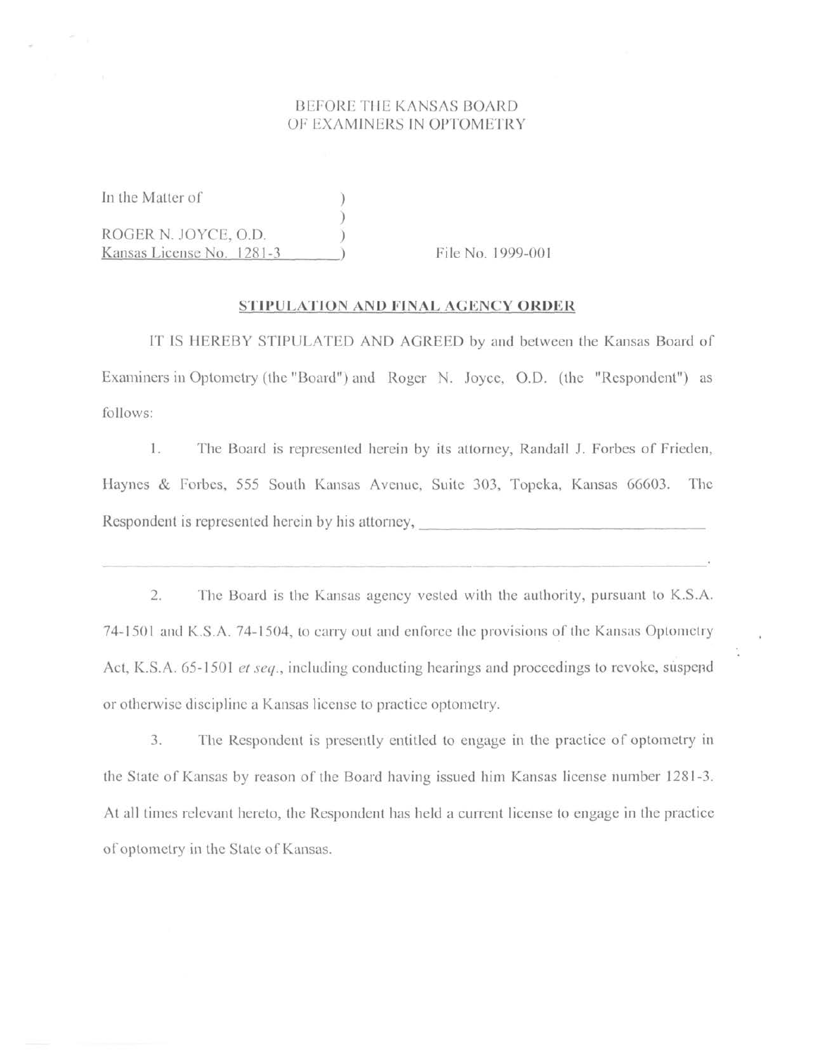BEFORE THE KANSAS BOARD
OF EXAMINERS IN OPTOMETRY

In the Matter of )
)
ROGER N. JOYCE, O.D. )
Kansas License No. 1281-3 ) File No. 1999-001

**STIPULATION AND FINAL AGENCY ORDER**

IT IS HEREBY STIPULATED AND AGREED by and between the Kansas Board of Examiners in Optometry (the "Board") and Roger N. Joyce, O.D. (the "Respondent") as follows:

1. The Board is represented herein by its attorney, Randall J. Forbes of Frieden, Haynes & Forbes, 555 South Kansas Avenue, Suite 303, Topeka, Kansas 66603. The Respondent is represented herein by his attorney, ______________________________

______________________________________________________________________.

2. The Board is the Kansas agency vested with the authority, pursuant to K.S.A. 74-1501 and K.S.A. 74-1504, to carry out and enforce the provisions of the Kansas Optometry Act, K.S.A. 65-1501 *et seq.*, including conducting hearings and proceedings to revoke, suspend or otherwise discipline a Kansas license to practice optometry.

3. The Respondent is presently entitled to engage in the practice of optometry in the State of Kansas by reason of the Board having issued him Kansas license number 1281-3. At all times relevant hereto, the Respondent has held a current license to engage in the practice of optometry in the State of Kansas.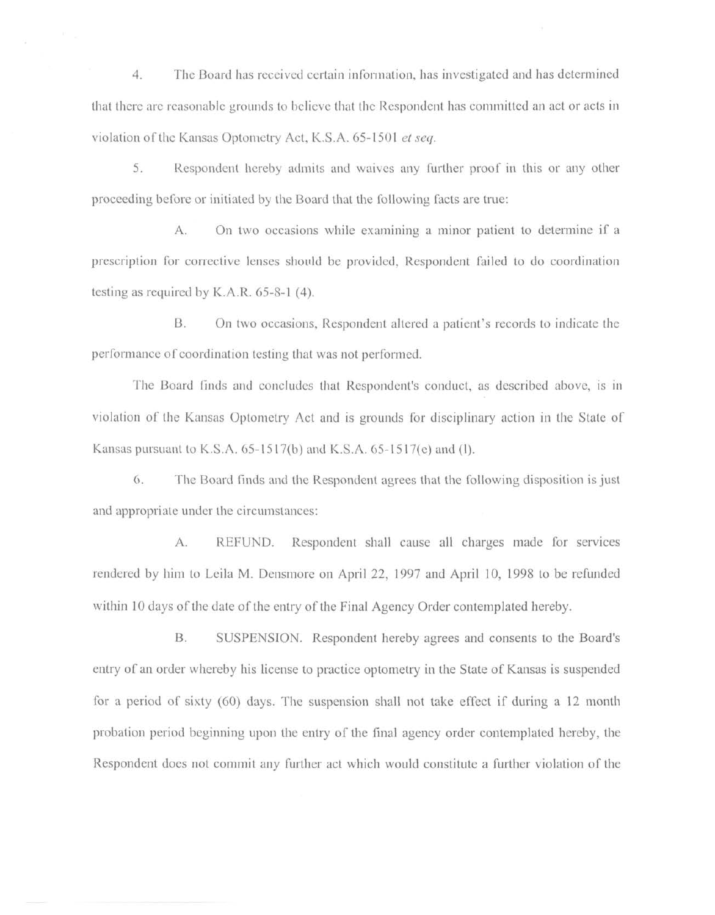4. The Board has received certain information, has investigated and has determined that there are reasonable grounds to believe that the Respondent has committed an act or acts in violation of the Kansas Optometry Act, K.S.A. 65-1501 *et seq.*

5. Respondent hereby admits and waives any further proof in this or any other proceeding before or initiated by the Board that the following facts are true:

A. On two occasions while examining a minor patient to determine if a prescription for corrective lenses should be provided, Respondent failed to do coordination testing as required by K.A.R. 65-8-1 (4).

B. On two occasions, Respondent altered a patient's records to indicate the performance of coordination testing that was not performed.

The Board finds and concludes that Respondent's conduct, as described above, is in violation of the Kansas Optometry Act and is grounds for disciplinary action in the State of Kansas pursuant to K.S.A. 65-1517(b) and K.S.A. 65-1517(e) and (l).

6. The Board finds and the Respondent agrees that the following disposition is just and appropriate under the circumstances:

A. REFUND. Respondent shall cause all charges made for services rendered by him to Leila M. Densmore on April 22, 1997 and April 10, 1998 to be refunded within 10 days of the date of the entry of the Final Agency Order contemplated hereby.

B. SUSPENSION. Respondent hereby agrees and consents to the Board's entry of an order whereby his license to practice optometry in the State of Kansas is suspended for a period of sixty (60) days. The suspension shall not take effect if during a 12 month probation period beginning upon the entry of the final agency order contemplated hereby, the Respondent does not commit any further act which would constitute a further violation of the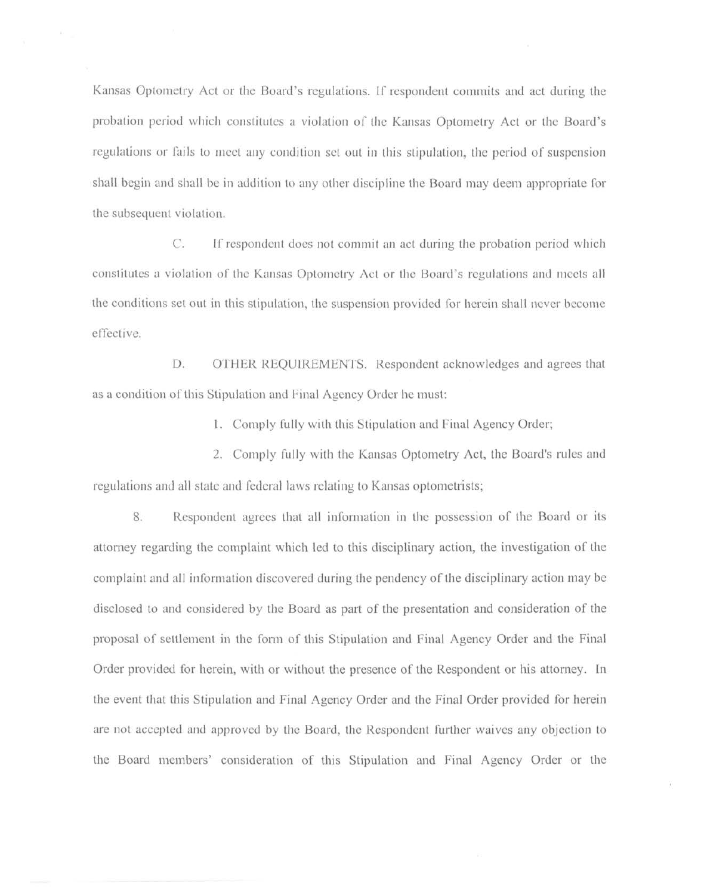Kansas Optometry Act or the Board's regulations. If respondent commits and act during the probation period which constitutes a violation of the Kansas Optometry Act or the Board's regulations or fails to meet any condition set out in this stipulation, the period of suspension shall begin and shall be in addition to any other discipline the Board may deem appropriate for the subsequent violation.

C. If respondent does not commit an act during the probation period which constitutes a violation of the Kansas Optometry Act or the Board's regulations and meets all the conditions set out in this stipulation, the suspension provided for herein shall never become effective.

D. OTHER REQUIREMENTS. Respondent acknowledges and agrees that as a condition of this Stipulation and Final Agency Order he must:

1. Comply fully with this Stipulation and Final Agency Order;

2. Comply fully with the Kansas Optometry Act, the Board's rules and regulations and all state and federal laws relating to Kansas optometrists;

8. Respondent agrees that all information in the possession of the Board or its attorney regarding the complaint which led to this disciplinary action, the investigation of the complaint and all information discovered during the pendency of the disciplinary action may be disclosed to and considered by the Board as part of the presentation and consideration of the proposal of settlement in the form of this Stipulation and Final Agency Order and the Final Order provided for herein, with or without the presence of the Respondent or his attorney. In the event that this Stipulation and Final Agency Order and the Final Order provided for herein are not accepted and approved by the Board, the Respondent further waives any objection to the Board members' consideration of this Stipulation and Final Agency Order or the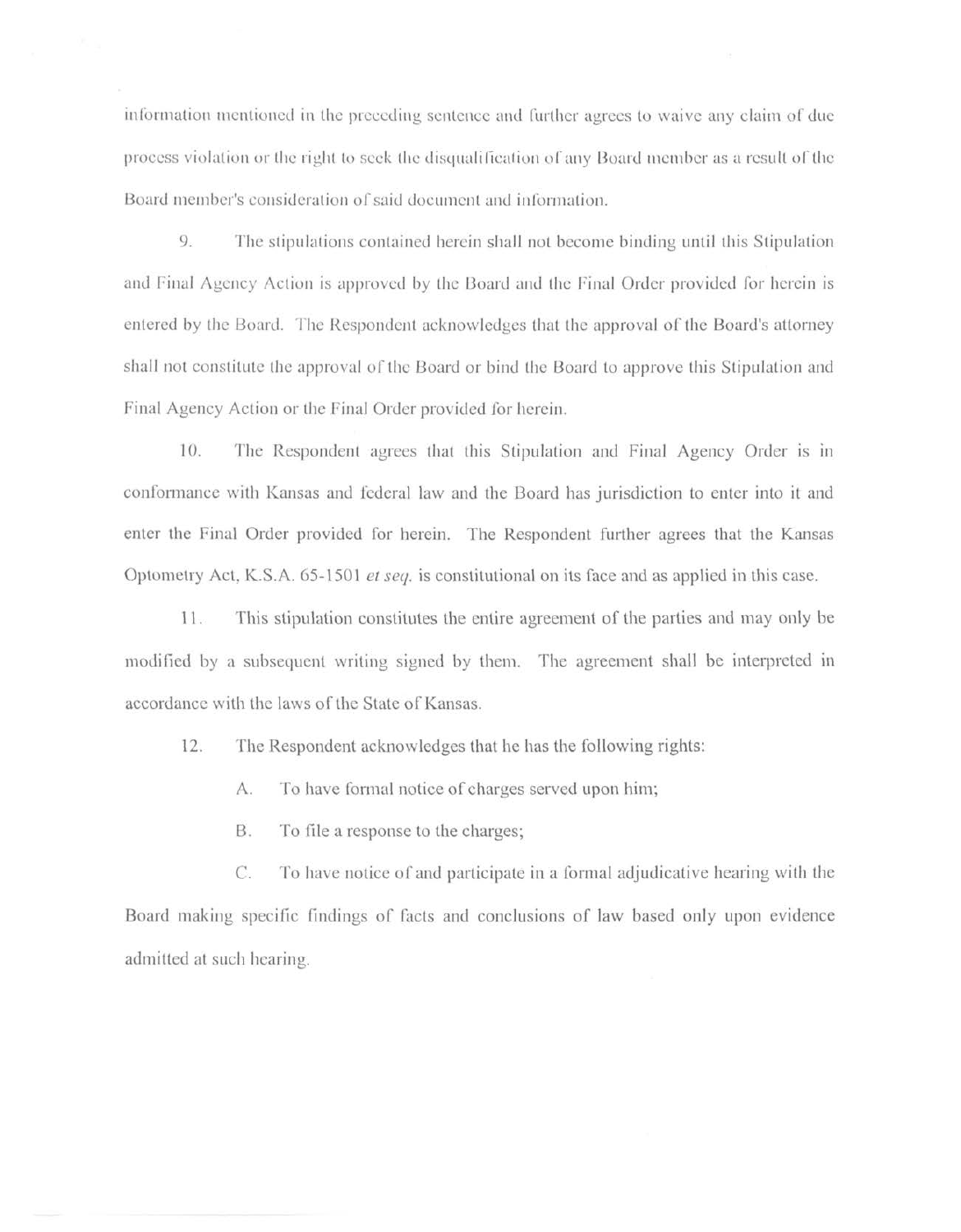information mentioned in the preceding sentence and further agrees to waive any claim of due process violation or the right to seek the disqualification of any Board member as a result of the Board member's consideration of said document and information.

9. The stipulations contained herein shall not become binding until this Stipulation and Final Agency Action is approved by the Board and the Final Order provided for herein is entered by the Board. The Respondent acknowledges that the approval of the Board's attorney shall not constitute the approval of the Board or bind the Board to approve this Stipulation and Final Agency Action or the Final Order provided for herein.

10. The Respondent agrees that this Stipulation and Final Agency Order is in conformance with Kansas and federal law and the Board has jurisdiction to enter into it and enter the Final Order provided for herein. The Respondent further agrees that the Kansas Optometry Act, K.S.A. 65-1501 *et seq.* is constitutional on its face and as applied in this case.

11. This stipulation constitutes the entire agreement of the parties and may only be modified by a subsequent writing signed by them. The agreement shall be interpreted in accordance with the laws of the State of Kansas.

12. The Respondent acknowledges that he has the following rights:

A. To have formal notice of charges served upon him;

B. To file a response to the charges;

C. To have notice of and participate in a formal adjudicative hearing with the Board making specific findings of facts and conclusions of law based only upon evidence admitted at such hearing.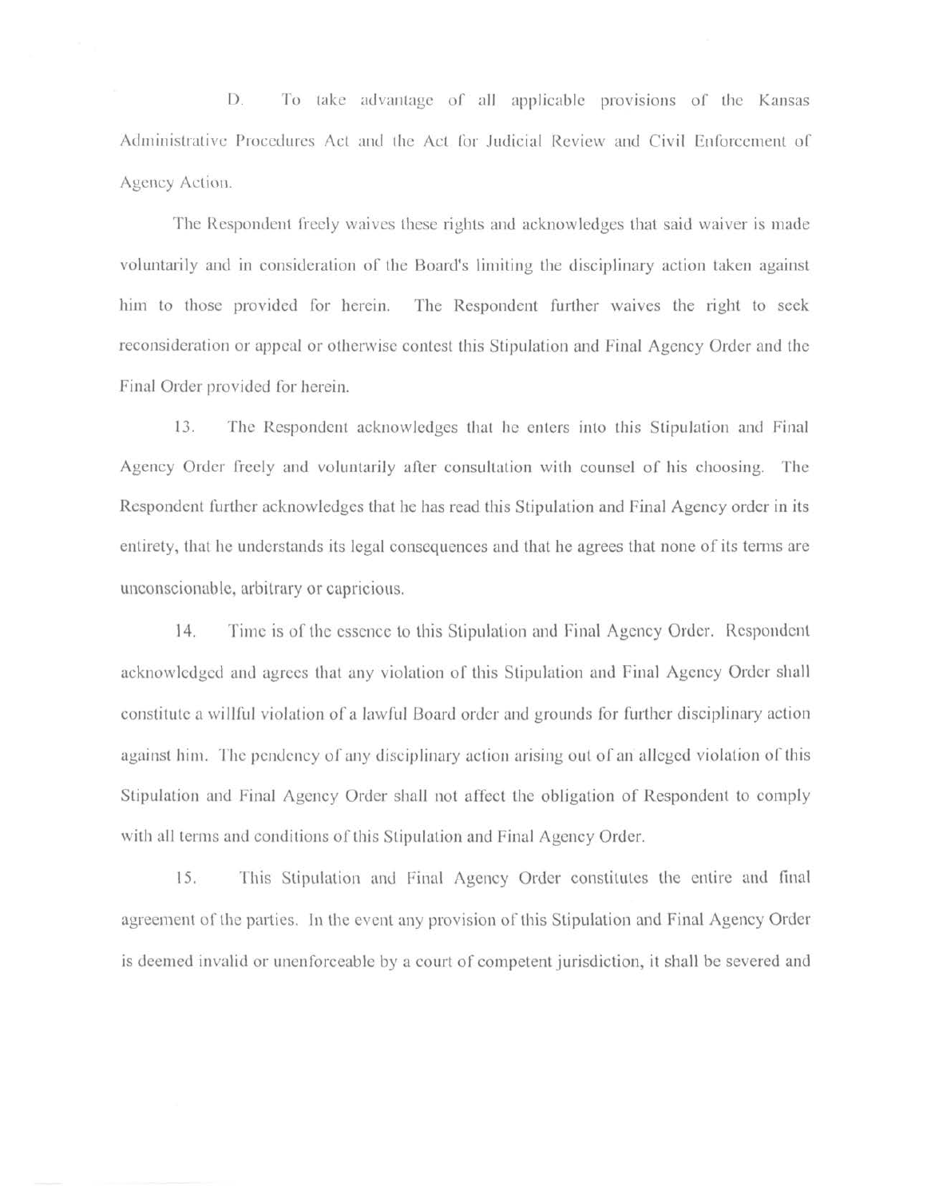D. To take advantage of all applicable provisions of the Kansas Administrative Procedures Act and the Act for Judicial Review and Civil Enforcement of Agency Action.

The Respondent freely waives these rights and acknowledges that said waiver is made voluntarily and in consideration of the Board's limiting the disciplinary action taken against him to those provided for herein. The Respondent further waives the right to seek reconsideration or appeal or otherwise contest this Stipulation and Final Agency Order and the Final Order provided for herein.

13. The Respondent acknowledges that he enters into this Stipulation and Final Agency Order freely and voluntarily after consultation with counsel of his choosing. The Respondent further acknowledges that he has read this Stipulation and Final Agency order in its entirety, that he understands its legal consequences and that he agrees that none of its terms are unconscionable, arbitrary or capricious.

14. Time is of the essence to this Stipulation and Final Agency Order. Respondent acknowledged and agrees that any violation of this Stipulation and Final Agency Order shall constitute a willful violation of a lawful Board order and grounds for further disciplinary action against him. The pendency of any disciplinary action arising out of an alleged violation of this Stipulation and Final Agency Order shall not affect the obligation of Respondent to comply with all terms and conditions of this Stipulation and Final Agency Order.

15. This Stipulation and Final Agency Order constitutes the entire and final agreement of the parties. In the event any provision of this Stipulation and Final Agency Order is deemed invalid or unenforceable by a court of competent jurisdiction, it shall be severed and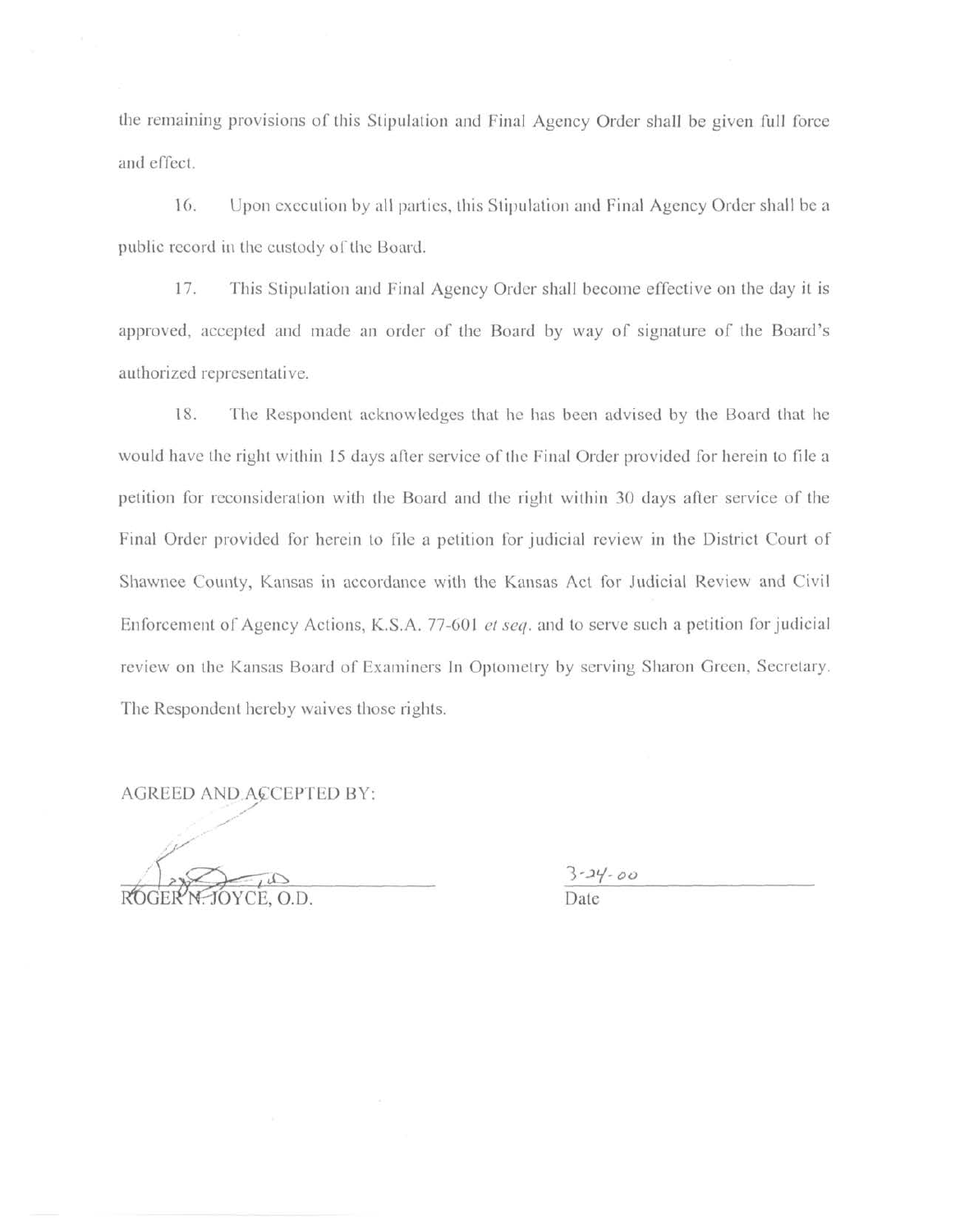the remaining provisions of this Stipulation and Final Agency Order shall be given full force and effect.

16. Upon execution by all parties, this Stipulation and Final Agency Order shall be a public record in the custody of the Board.

17. This Stipulation and Final Agency Order shall become effective on the day it is approved, accepted and made an order of the Board by way of signature of the Board's authorized representative.

18. The Respondent acknowledges that he has been advised by the Board that he would have the right within 15 days after service of the Final Order provided for herein to file a petition for reconsideration with the Board and the right within 30 days after service of the Final Order provided for herein to file a petition for judicial review in the District Court of Shawnee County, Kansas in accordance with the Kansas Act for Judicial Review and Civil Enforcement of Agency Actions, K.S.A. 77-601 *et seq.* and to serve such a petition for judicial review on the Kansas Board of Examiners In Optometry by serving Sharon Green, Secretary. The Respondent hereby waives those rights.

AGREED AND ACCEPTED BY:

ROGER N. JOYCE, O.D.

3-24-00

Date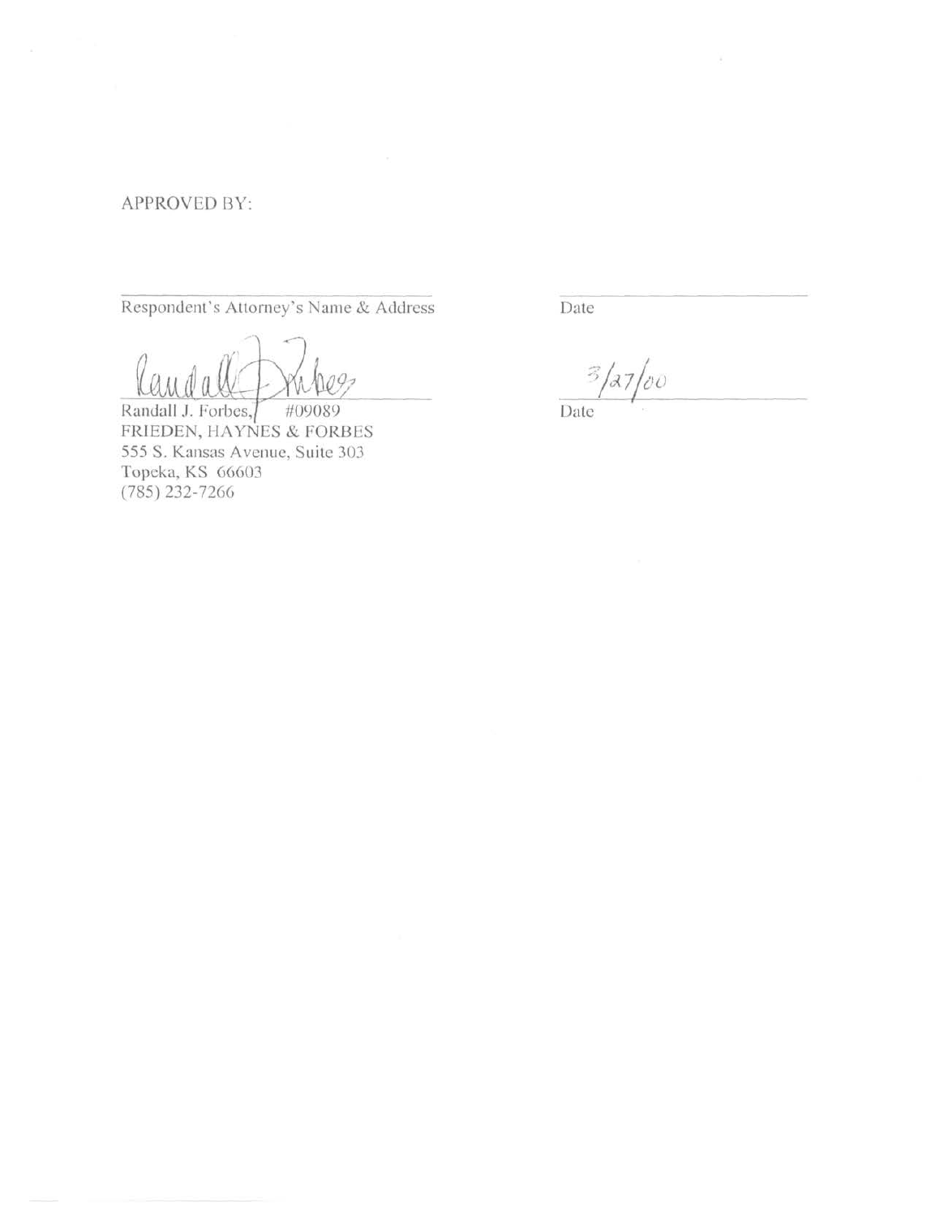APPROVED BY:

______________________________
Respondent's Attorney's Name & Address

______________________________
Date

Randall J. Forbes, #09089
FRIEDEN, HAYNES & FORBES
555 S. Kansas Avenue, Suite 303
Topeka, KS 66603
(785) 232-7266

3/27/00
Date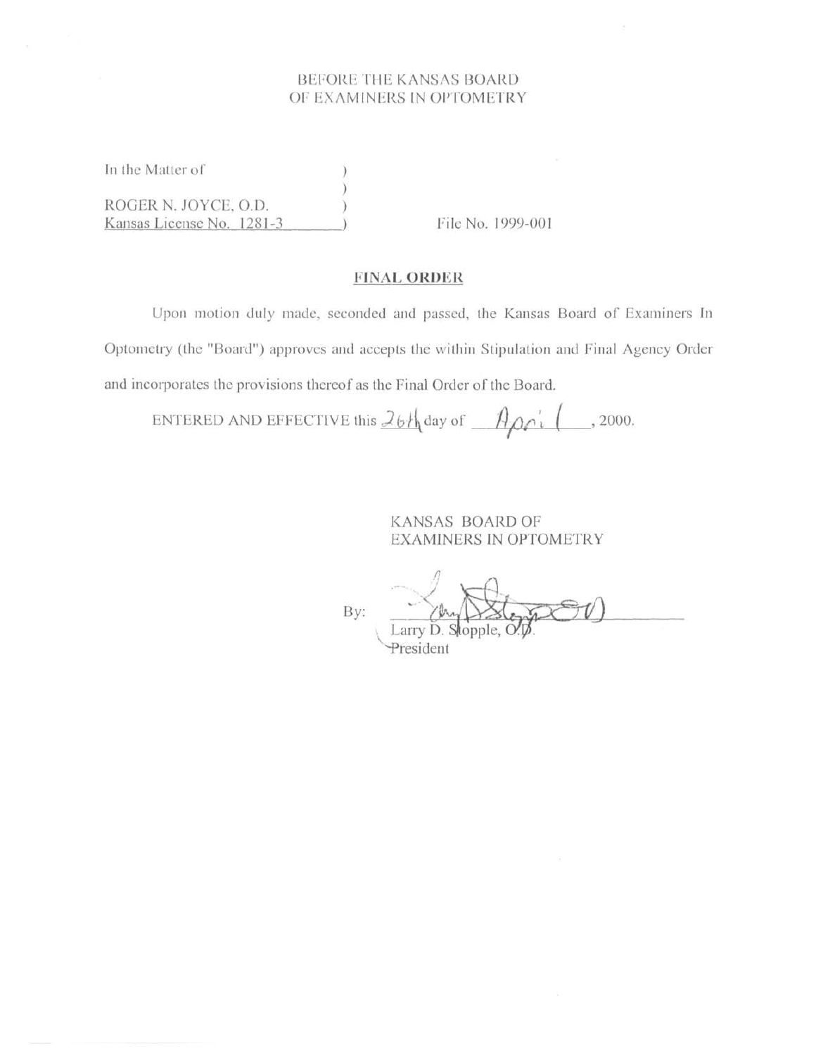BEFORE THE KANSAS BOARD
OF EXAMINERS IN OPTOMETRY

In the Matter of )
)
ROGER N. JOYCE, O.D. )
Kansas License No. 1281-3 ) File No. 1999-001

## FINAL ORDER

Upon motion duly made, seconded and passed, the Kansas Board of Examiners In Optometry (the "Board") approves and accepts the within Stipulation and Final Agency Order and incorporates the provisions thereof as the Final Order of the Board.

ENTERED AND EFFECTIVE this 26th day of April, 2000.

KANSAS BOARD OF
EXAMINERS IN OPTOMETRY

By: ______________________
Larry D. Stopple, O.D.
President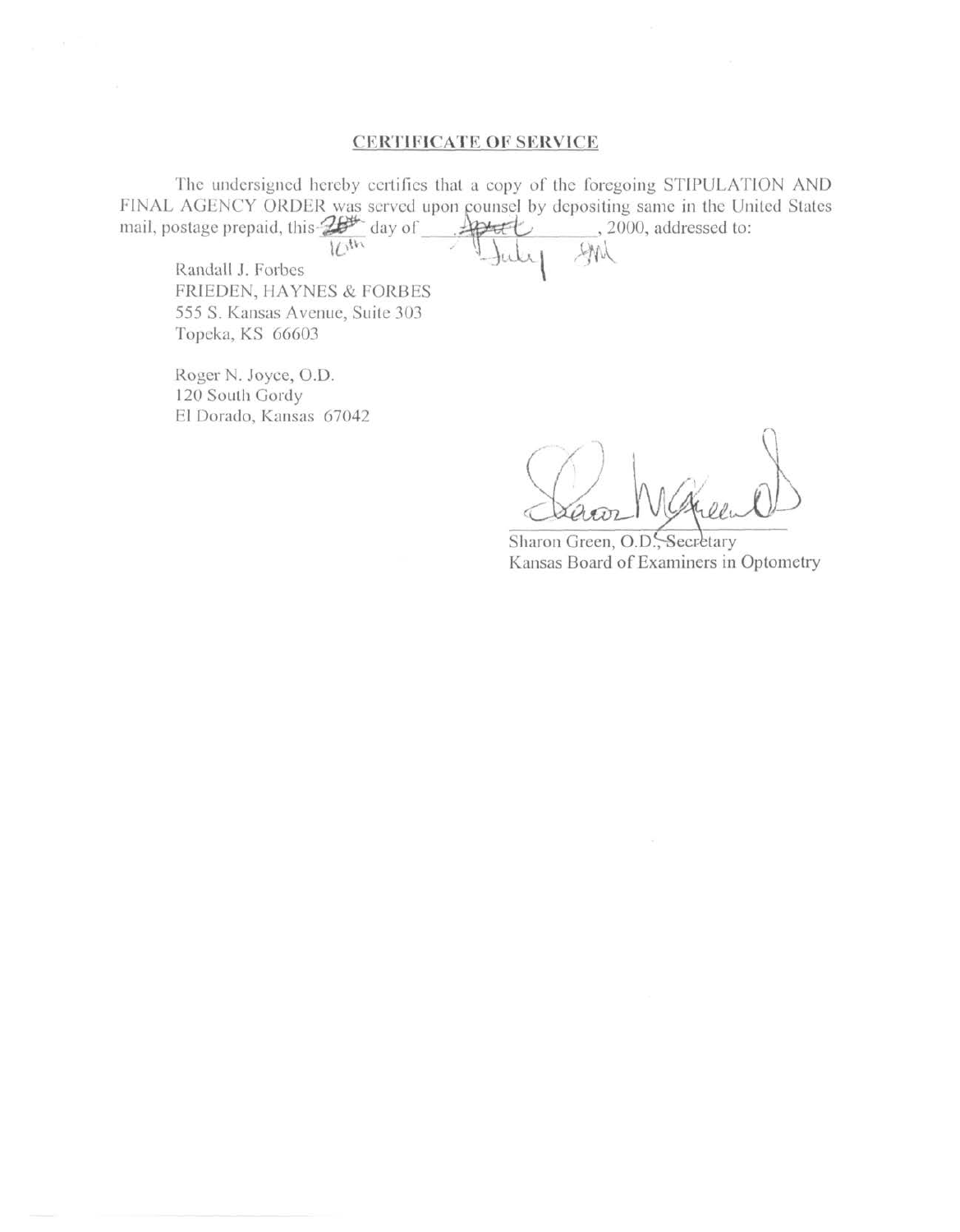## CERTIFICATE OF SERVICE

The undersigned hereby certifies that a copy of the foregoing STIPULATION AND FINAL AGENCY ORDER was served upon counsel by depositing same in the United States mail, postage prepaid, this ~~28th~~ 16th day of ~~April~~ July, 2000, addressed to:

Randall J. Forbes
FRIEDEN, HAYNES & FORBES
555 S. Kansas Avenue, Suite 303
Topeka, KS 66603

Roger N. Joyce, O.D.
120 South Gordy
El Dorado, Kansas 67042

Sharon Green, O.D., Secretary
Kansas Board of Examiners in Optometry